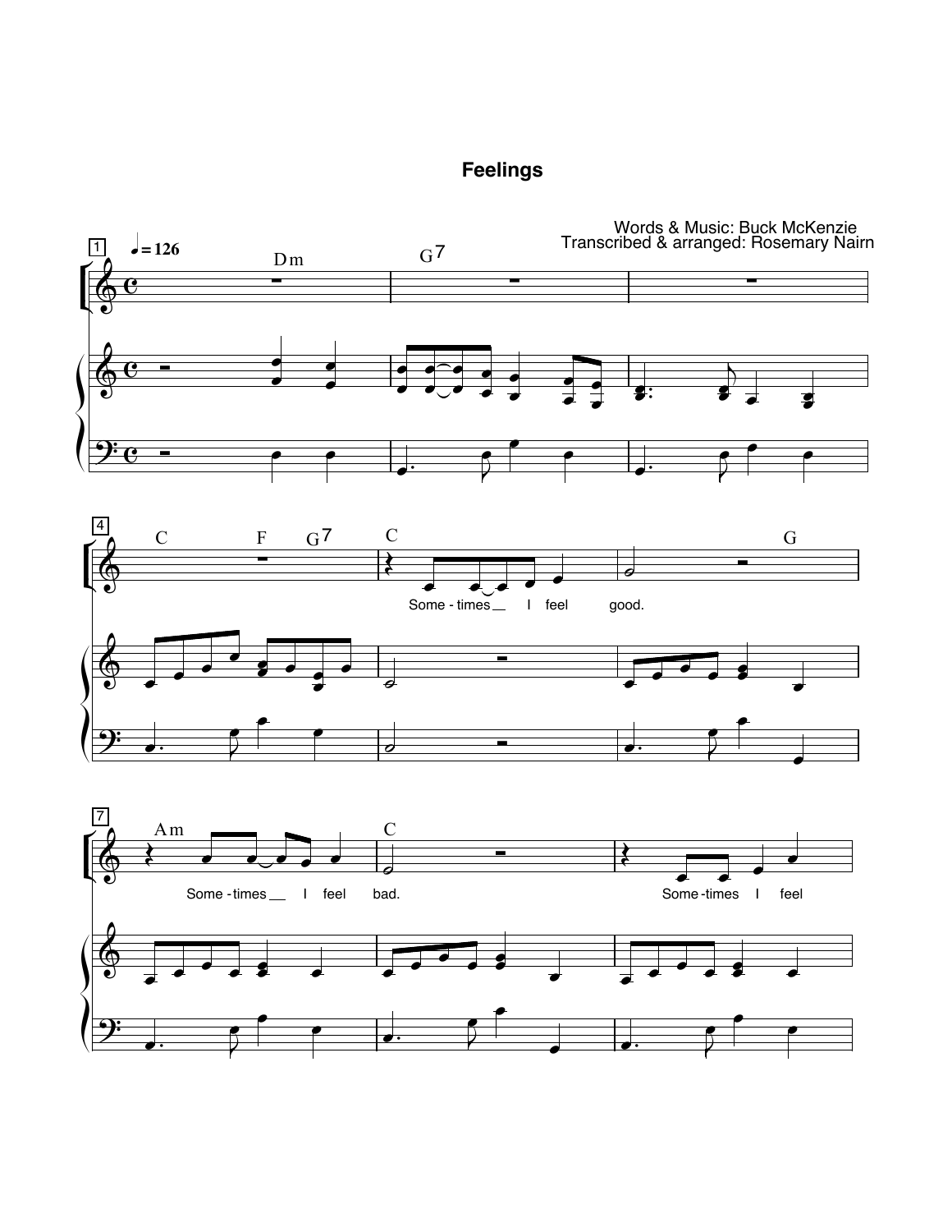# Feelings

Words & Music: Buck McKenzie
Transcribed & arranged: Rosemary Nairn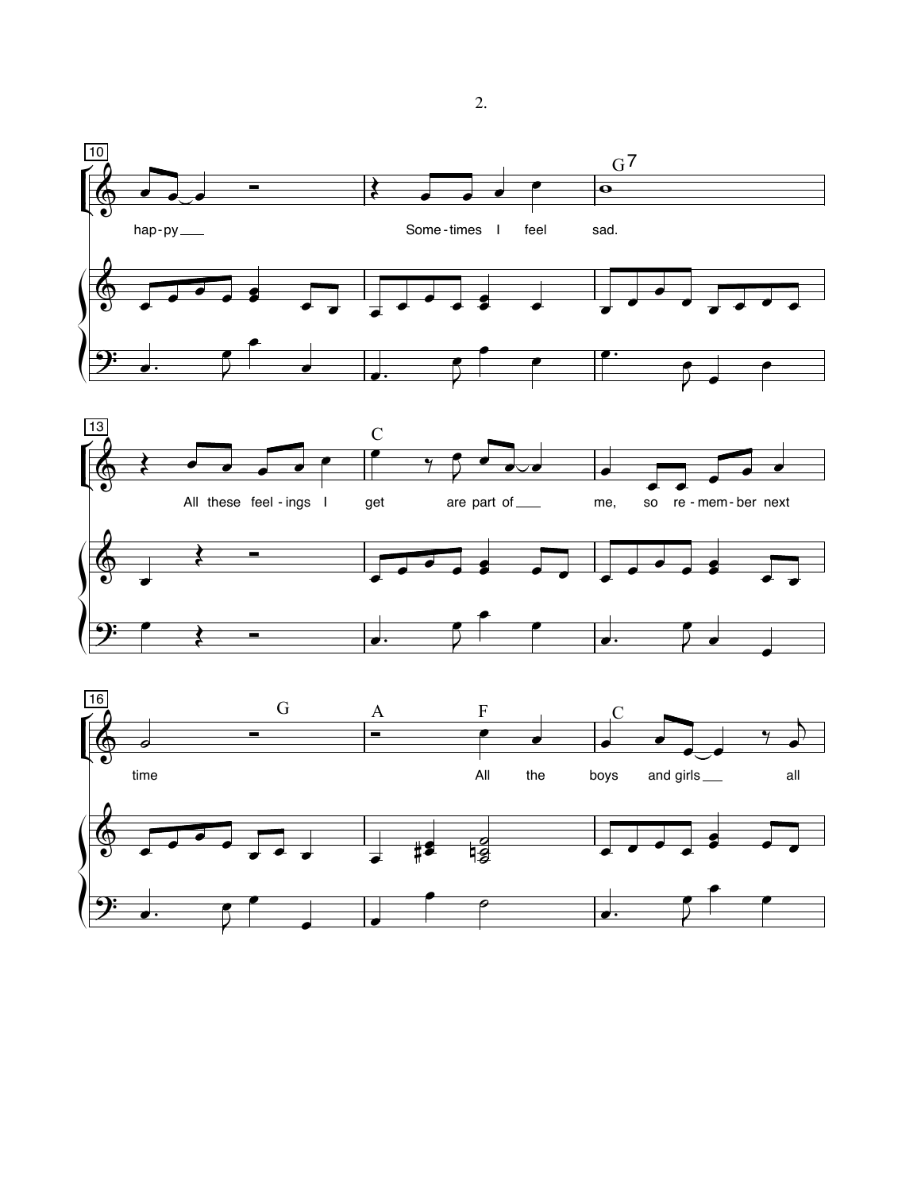10

G7

hap-py___ Some-times I feel sad.

13

C

All these feel-ings I get are part of___ me, so re-mem-ber next

16

G A F C

time All the boys and girls___ all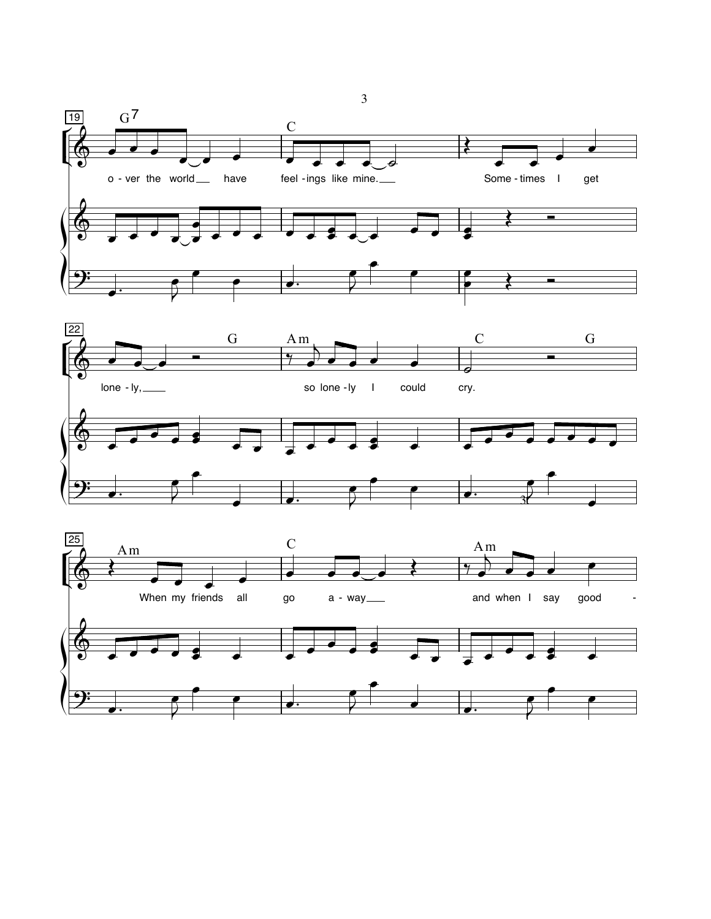19 G7 C

o - ver the world have feel - ings like mine. Some - times I get

22 G Am C G

lone - ly, so lone - ly I could cry.

25 Am C Am

When my friends all go a - way and when I say good -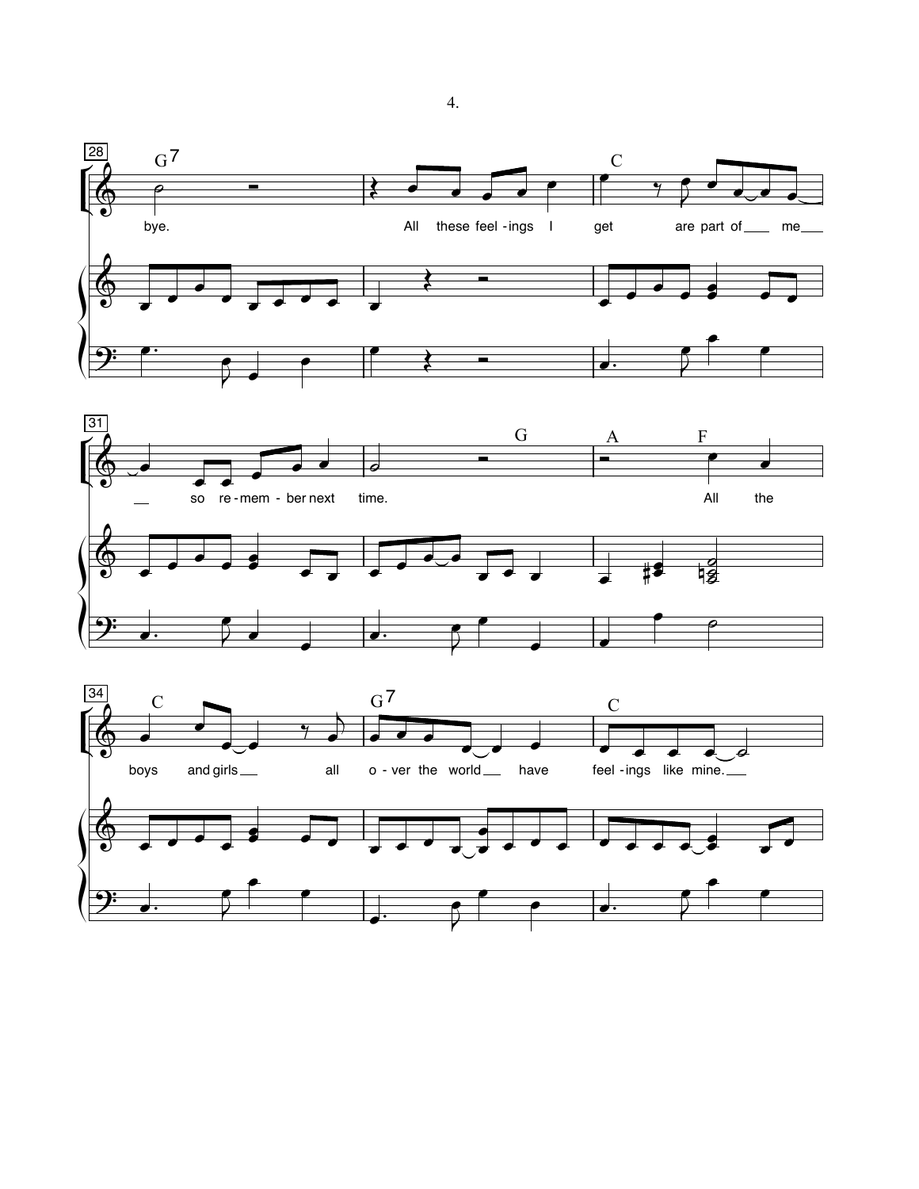28

G7 C

bye. All these feel - ings I get are part of me

31

G A F

so re - mem - ber next time. All the

34

C G7 C

boys and girls all o - ver the world have feel - ings like mine.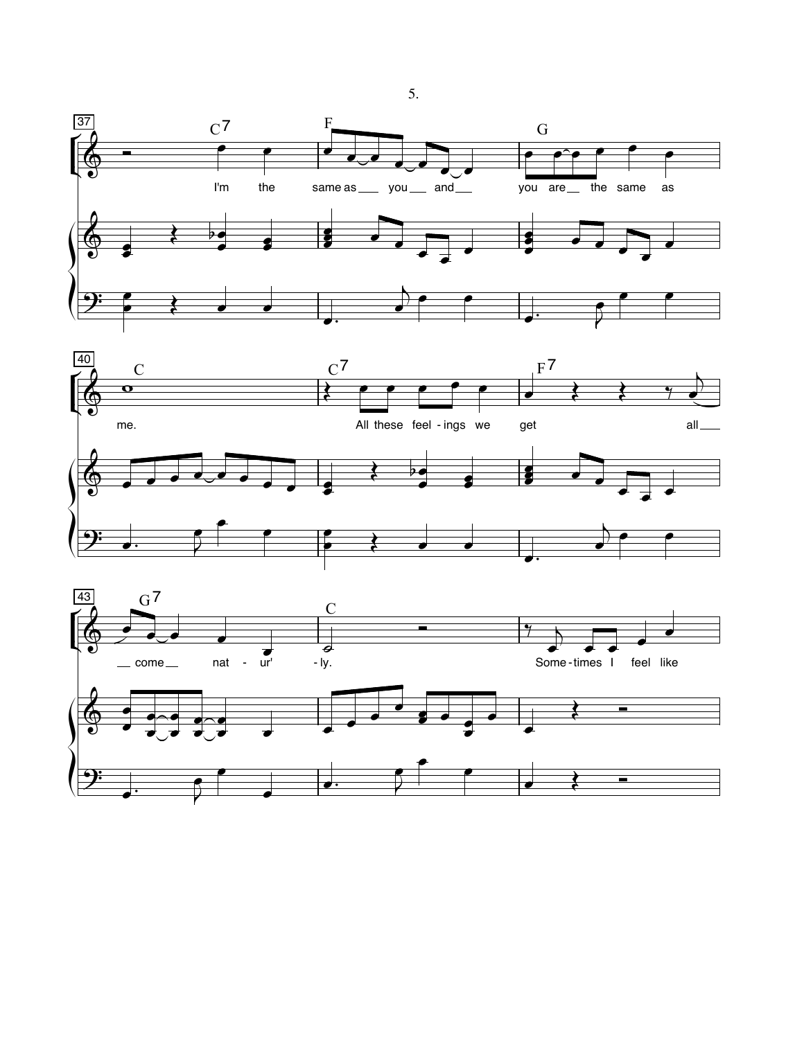I'm the same as you and you are the same as me.

All these feel - ings we get all come nat - ur' - ly.

Some - times I feel like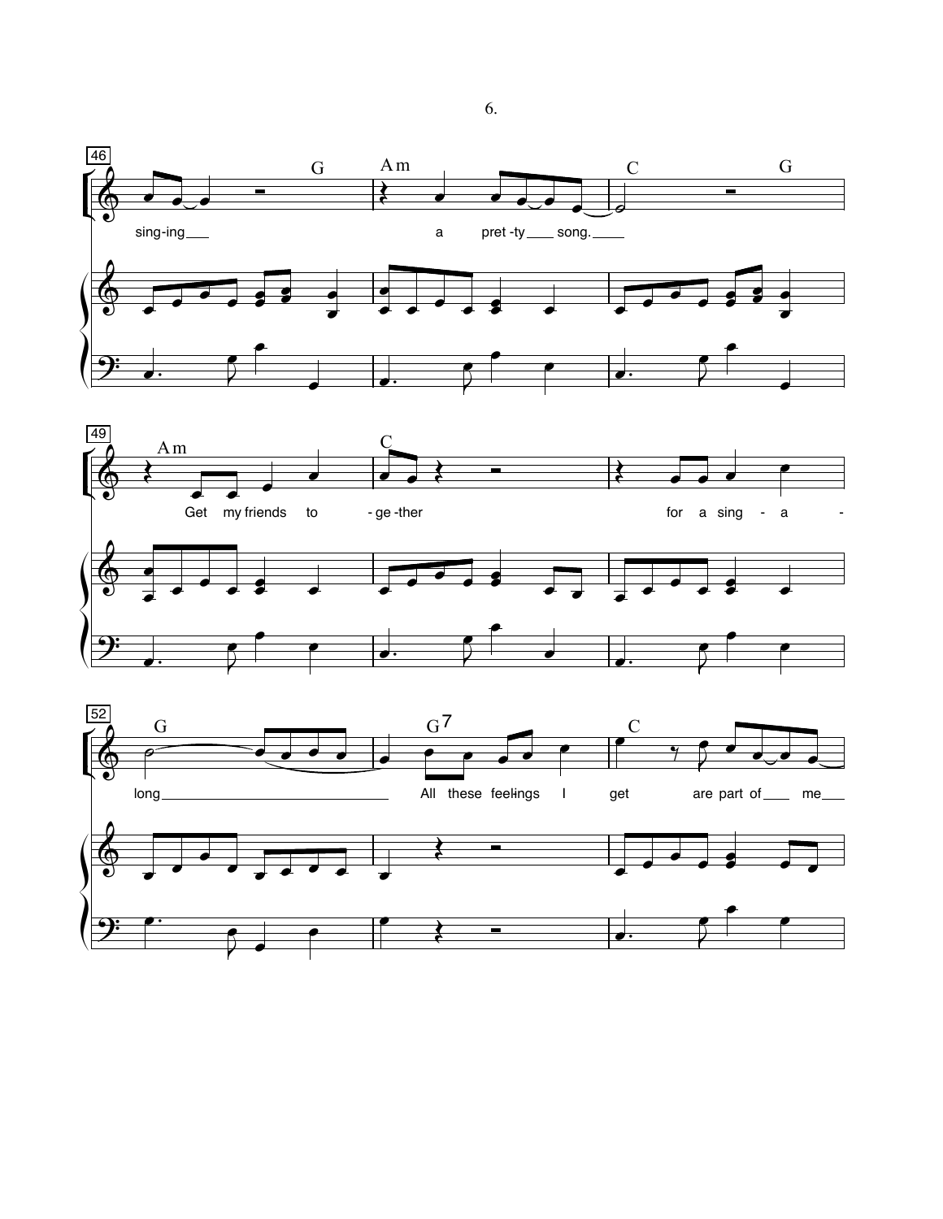46 G Am C G

sing-ing a pret-ty song.

49 Am C

Get my friends to-ge-ther for a sing-a-

52 G $G^7$ C

long All these feel-ings I get are part of me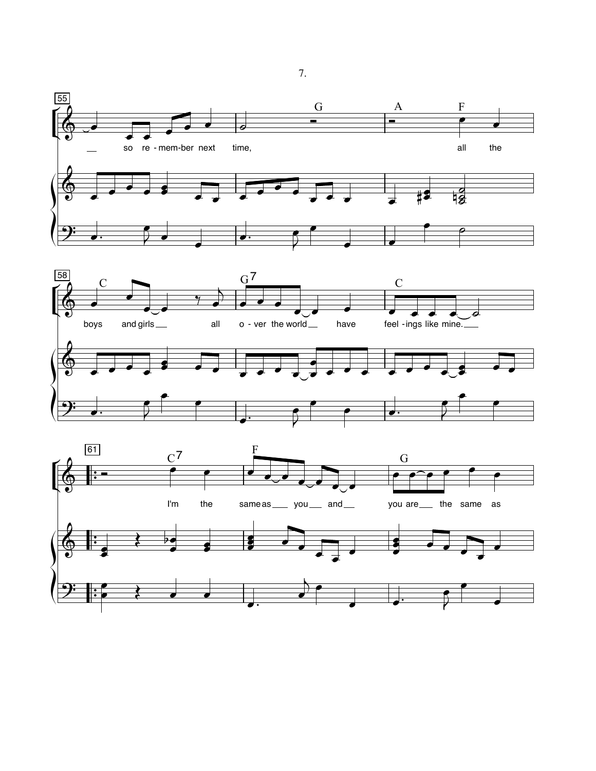55

_ so re - mem-ber next time,

G A F

all the

58

C G7 C

boys and girls _ all o - ver the world _ have feel - ings like mine. _

61

C7 F G

I'm the same as _ you _ and _ you are _ the same as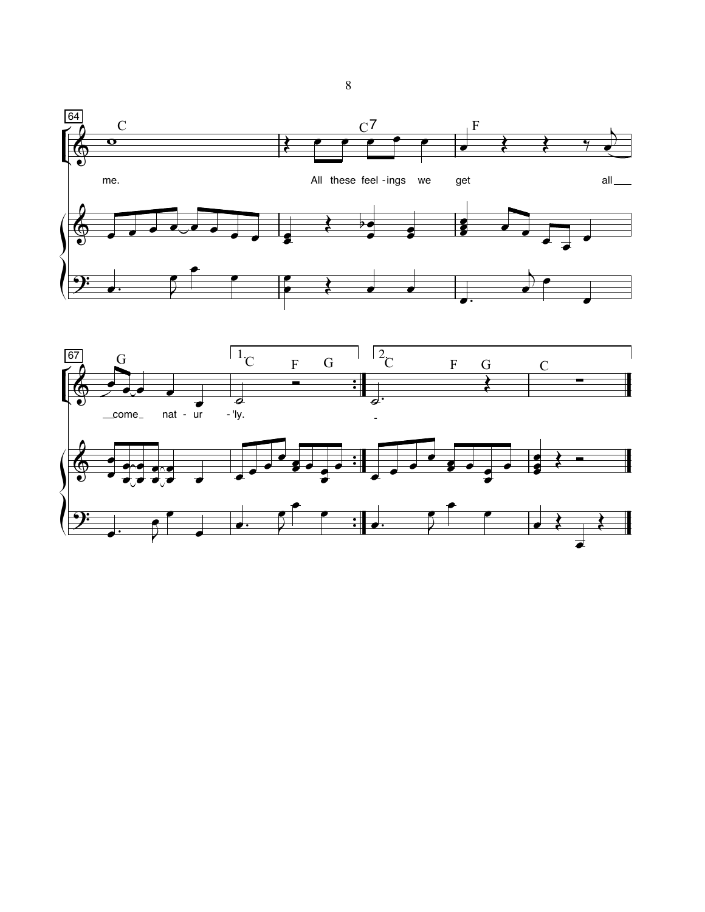64

C C7 F

me. All these feel - ings we get all

67

G 1. C F G 2. C F G C

come nat - ur - 'ly.